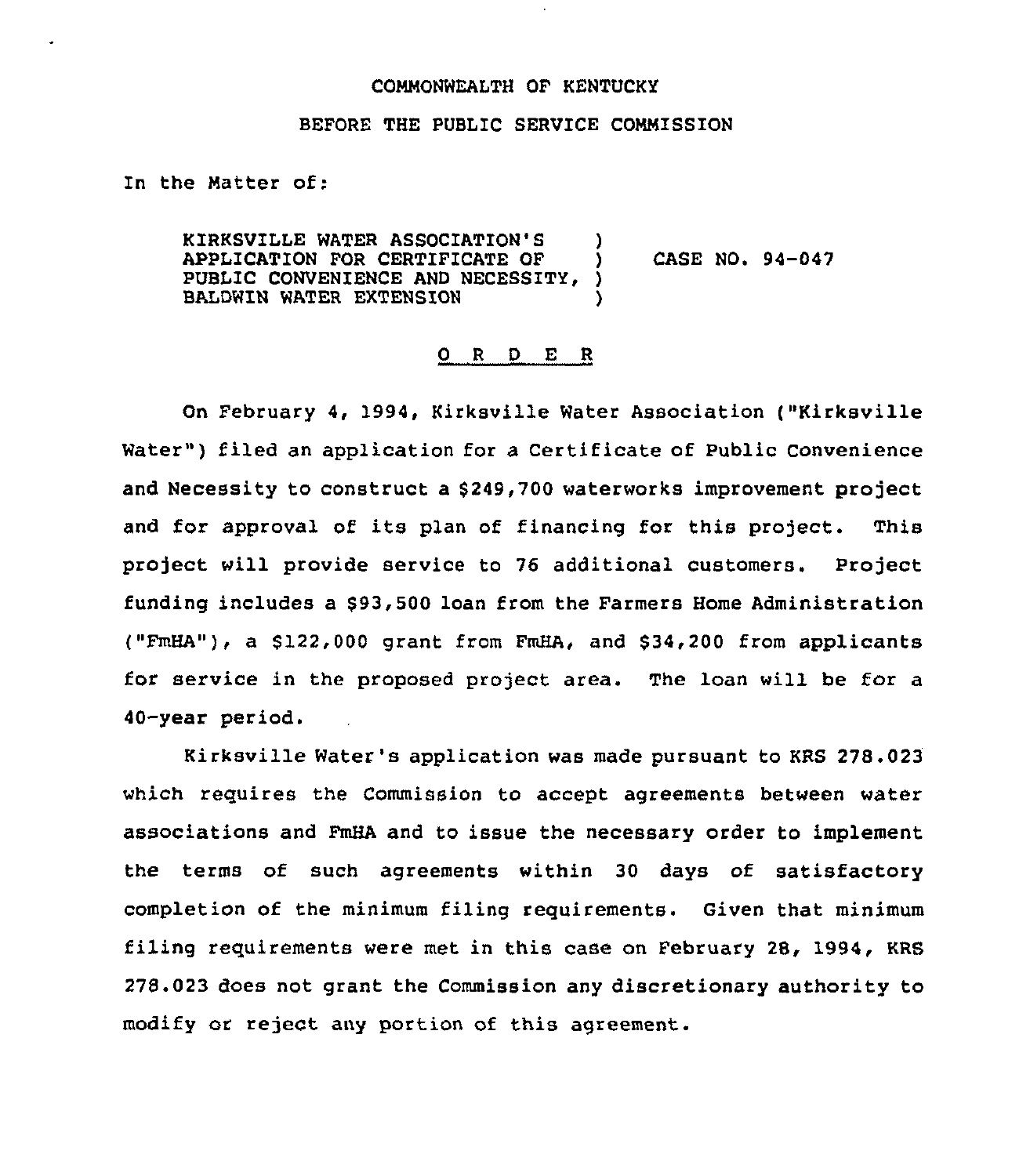COMMONWEALTH OF KENTUCKY

BEFORE THE PUBLIC SERVICE COMMISSION

In the Matter of:

KIRKSVILLE WATER ASSOCIATION'S APPLICATION FOR CERTIFICATE OF PUBLIC CONVENIENCE AND NECESSITY, BALDWIN WATER EXTENSION ) CASE NO. 94-047

O R D E R

On February 4, 1994, Kirksville Water Association ("Kirksville Water") filed an application for a Certificate of Public Convenience and Necessity to construct a $249,700 waterworks improvement project and for approval of its plan of financing for this project. This project will provide service to 76 additional customers. Project funding includes a $93,500 loan from the Farmers Home Administration ("FmHA"), a $122,000 grant from FmHA, and $34,200 from applicants for service in the proposed project area. The loan will be for a 40-year period.

Kirksville Water's application was made pursuant to KRS 278.023 which requires the Commission to accept agreements between water associations and FmHA and to issue the necessary order to implement the terms of such agreements within 30 days of satisfactory completion of the minimum filing requirements. Given that minimum filing requirements were met in this case on February 28, 1994, KRS 278.023 does not grant the Commission any discretionary authority to modify or reject any portion of this agreement.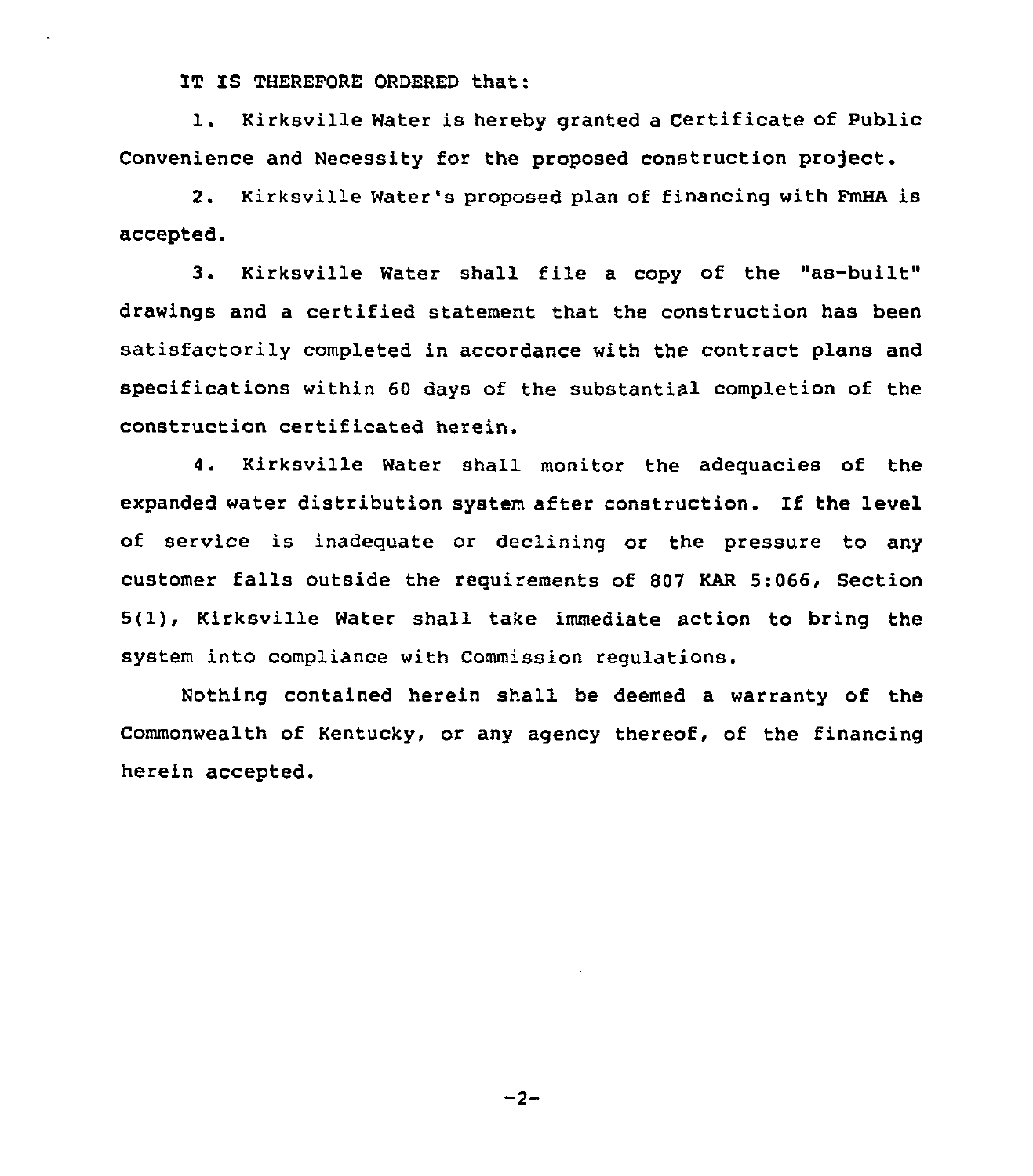IT IS THEREFORE ORDERED that:

1. Kirksville Water is hereby granted a Certificate of Public Convenience and Necessity for the proposed construction project.

2. Kirksville Water's proposed plan of financing with FmHA is accepted.

3. Kirksville Water shall file a copy of the "as-built" drawings and a certified statement that the construction has been satisfactorily completed in accordance with the contract plans and specifications within 60 days of the substantial completion of the construction certificated herein.

4. Kirksville Water shall monitor the adequacies of the expanded water distribution system after construction. If the level of service is inadequate or declining or the pressure to any customer falls outside the requirements of 807 KAR 5:066, Section 5(1), Kirksville Water shall take immediate action to bring the system into compliance with Commission regulations.

Nothing contained herein shall be deemed a warranty of the Commonwealth of Kentucky, or any agency thereof, of the financing herein accepted.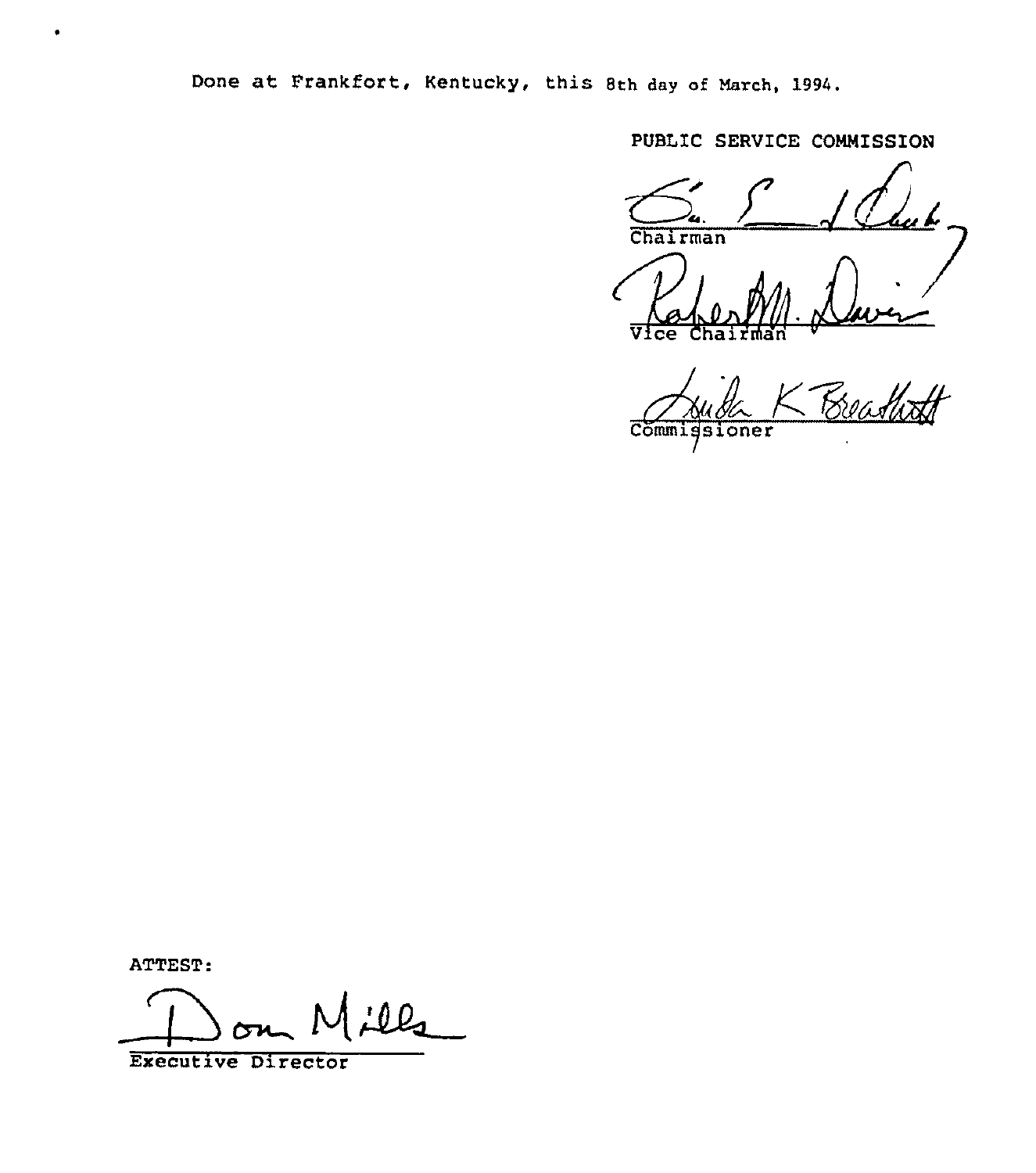Done at Frankfort, Kentucky, this 8th day of March, 1994.

PUBLIC SERVICE COMMISSION

Chairman

Vice Chairman

Commissioner

ATTEST:

Executive Director